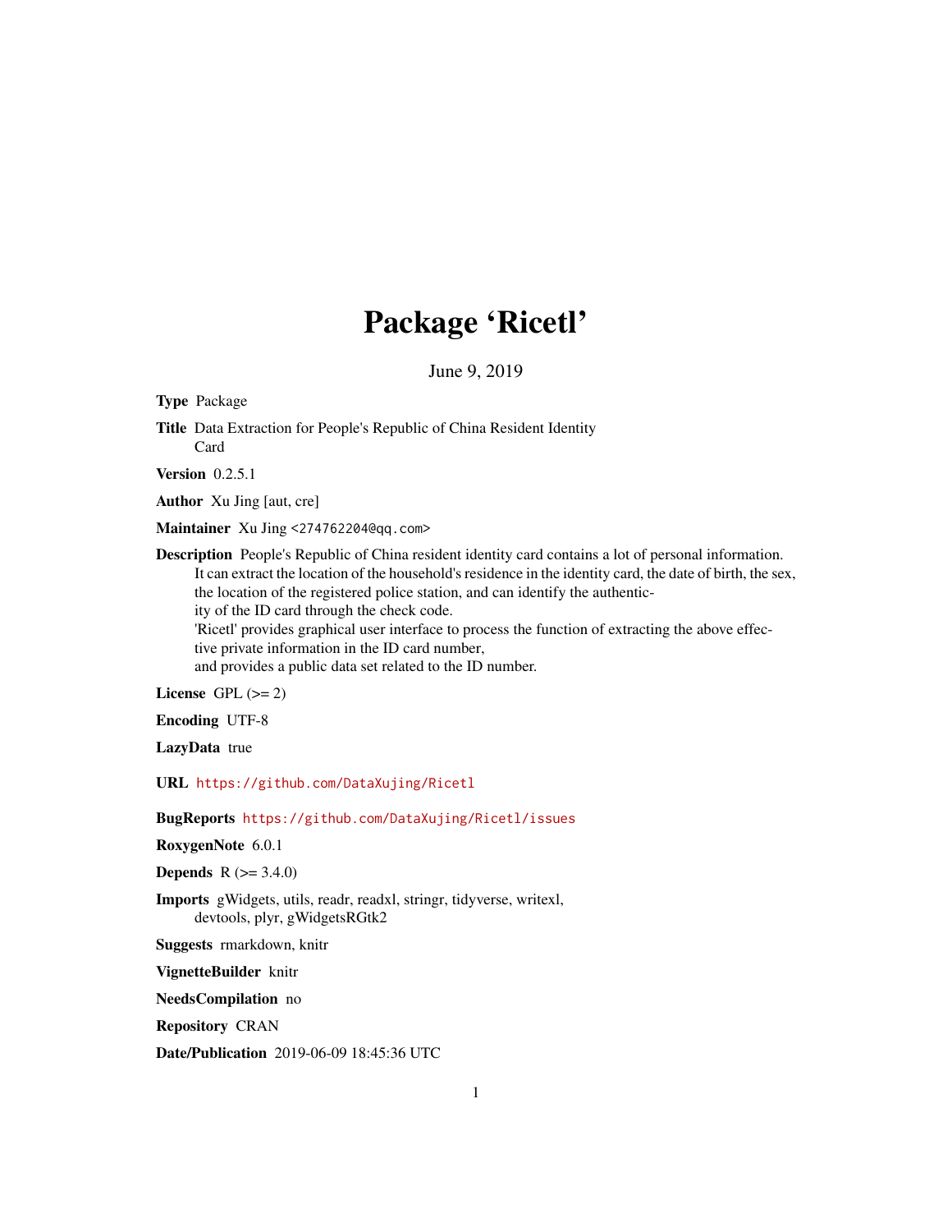# Package 'Ricetl'

June 9, 2019

**Type** Package

**Title** Data Extraction for People's Republic of China Resident Identity Card

**Version** 0.2.5.1

**Author** Xu Jing [aut, cre]

**Maintainer** Xu Jing <274762204@qq.com>

**Description** People's Republic of China resident identity card contains a lot of personal information. It can extract the location of the household's residence in the identity card, the date of birth, the sex, the location of the registered police station, and can identify the authenticity of the ID card through the check code.
'Ricetl' provides graphical user interface to process the function of extracting the above effective private information in the ID card number,
and provides a public data set related to the ID number.

**License** GPL (>= 2)

**Encoding** UTF-8

**LazyData** true

**URL** https://github.com/DataXujing/Ricetl

**BugReports** https://github.com/DataXujing/Ricetl/issues

**RoxygenNote** 6.0.1

**Depends** R (>= 3.4.0)

**Imports** gWidgets, utils, readr, readxl, stringr, tidyverse, writexl, devtools, plyr, gWidgetsRGtk2

**Suggests** rmarkdown, knitr

**VignetteBuilder** knitr

**NeedsCompilation** no

**Repository** CRAN

**Date/Publication** 2019-06-09 18:45:36 UTC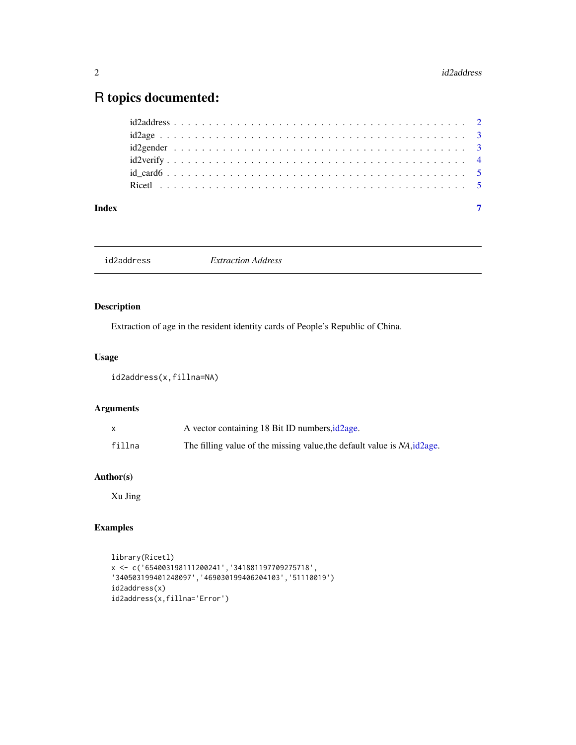# R topics documented:

- id2address . . . . . . . . . . . . . . . . . . . . . . . . . . . . . . . . . . . . . . . . 2
- id2age . . . . . . . . . . . . . . . . . . . . . . . . . . . . . . . . . . . . . . . . . . 3
- id2gender . . . . . . . . . . . . . . . . . . . . . . . . . . . . . . . . . . . . . . . . 3
- id2verify . . . . . . . . . . . . . . . . . . . . . . . . . . . . . . . . . . . . . . . . . 4
- id_card6 . . . . . . . . . . . . . . . . . . . . . . . . . . . . . . . . . . . . . . . . . 5
- Ricetl . . . . . . . . . . . . . . . . . . . . . . . . . . . . . . . . . . . . . . . . . . 5

**Index** 7

---

## id2address — *Extraction Address*

### Description

Extraction of age in the resident identity cards of People's Republic of China.

### Usage

```
id2address(x,fillna=NA)
```

### Arguments

| | |
|---|---|
| x | A vector containing 18 Bit ID numbers,id2age. |
| fillna | The filling value of the missing value,the default value is *NA*,id2age. |

### Author(s)

Xu Jing

### Examples

```
library(Ricetl)
x <- c('654003198111200241','341881197709275718',
'340503199401248097','469030199406204103','51110019')
id2address(x)
id2address(x,fillna='Error')
```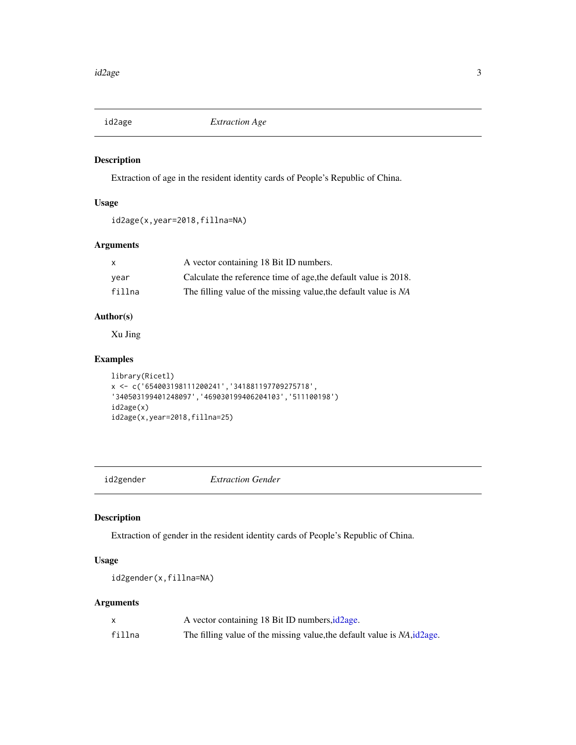## id2age — *Extraction Age*

### Description

Extraction of age in the resident identity cards of People's Republic of China.

### Usage

```
id2age(x,year=2018,fillna=NA)
```

### Arguments

| | |
|---|---|
| x | A vector containing 18 Bit ID numbers. |
| year | Calculate the reference time of age,the default value is 2018. |
| fillna | The filling value of the missing value,the default value is *NA* |

### Author(s)

Xu Jing

### Examples

```
library(Ricetl)
x <- c('654003198111200241','341881197709275718',
'340503199401248097','469030199406204103','511100198')
id2age(x)
id2age(x,year=2018,fillna=25)
```

## id2gender — *Extraction Gender*

### Description

Extraction of gender in the resident identity cards of People's Republic of China.

### Usage

```
id2gender(x,fillna=NA)
```

### Arguments

| | |
|---|---|
| x | A vector containing 18 Bit ID numbers,id2age. |
| fillna | The filling value of the missing value,the default value is *NA*,id2age. |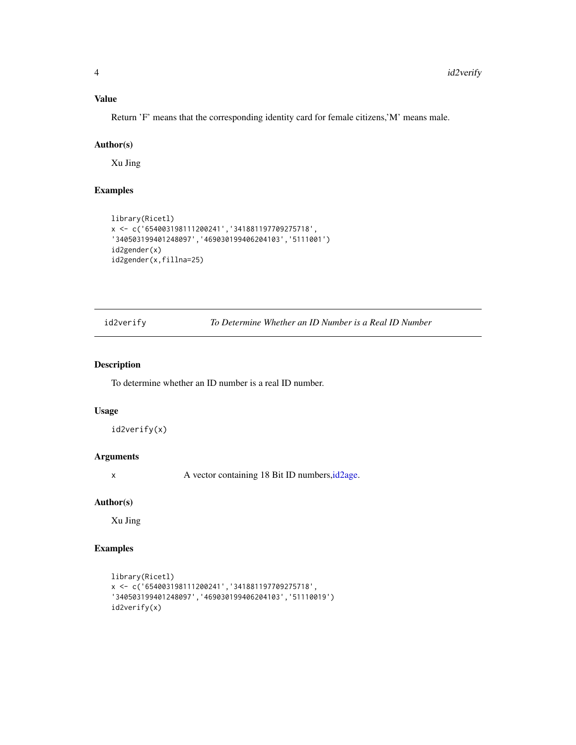### Value

Return 'F' means that the corresponding identity card for female citizens,'M' means male.

### Author(s)

Xu Jing

### Examples

```
library(Ricetl)
x <- c('654003198111200241','341881197709275718',
'340503199401248097','469030199406204103','5111001')
id2gender(x)
id2gender(x,fillna=25)
```

---

## id2verify    *To Determine Whether an ID Number is a Real ID Number*

---

### Description

To determine whether an ID number is a real ID number.

### Usage

```
id2verify(x)
```

### Arguments

| | |
|---|---|
| x | A vector containing 18 Bit ID numbers,id2age. |

### Author(s)

Xu Jing

### Examples

```
library(Ricetl)
x <- c('654003198111200241','341881197709275718',
'340503199401248097','469030199406204103','51110019')
id2verify(x)
```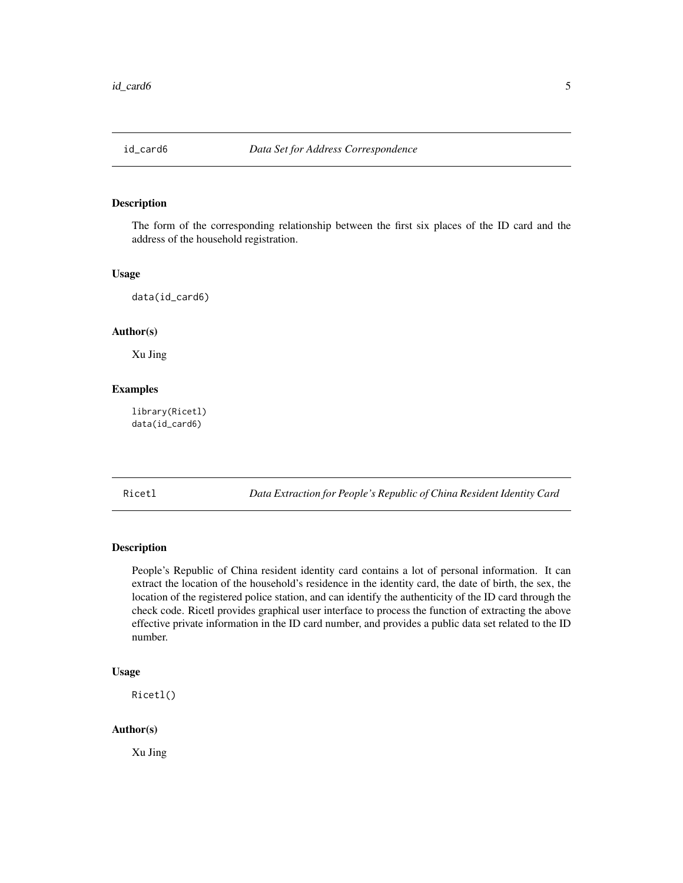## id_card6 — *Data Set for Address Correspondence*

### Description

The form of the corresponding relationship between the first six places of the ID card and the address of the household registration.

### Usage

```
data(id_card6)
```

### Author(s)

Xu Jing

### Examples

```
library(Ricetl)
data(id_card6)
```

## Ricetl — *Data Extraction for People's Republic of China Resident Identity Card*

### Description

People's Republic of China resident identity card contains a lot of personal information. It can extract the location of the household's residence in the identity card, the date of birth, the sex, the location of the registered police station, and can identify the authenticity of the ID card through the check code. Ricetl provides graphical user interface to process the function of extracting the above effective private information in the ID card number, and provides a public data set related to the ID number.

### Usage

```
Ricetl()
```

### Author(s)

Xu Jing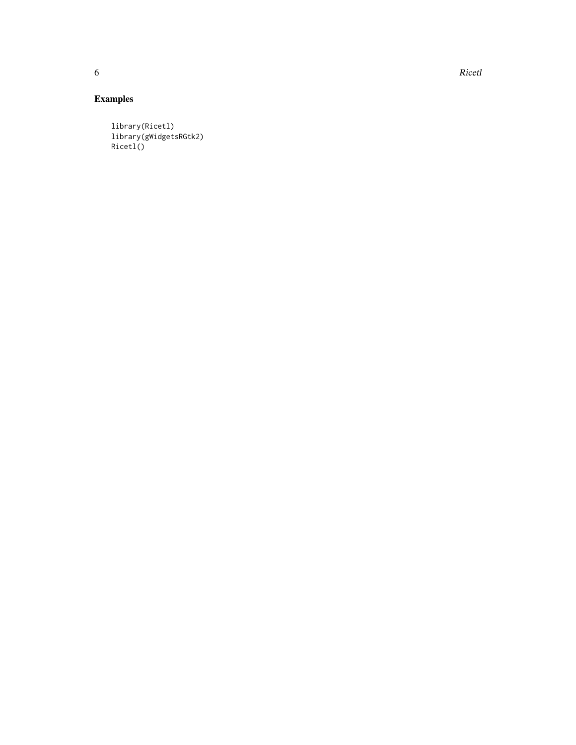## Examples

```
library(Ricetl)
library(gWidgetsRGtk2)
Ricetl()
```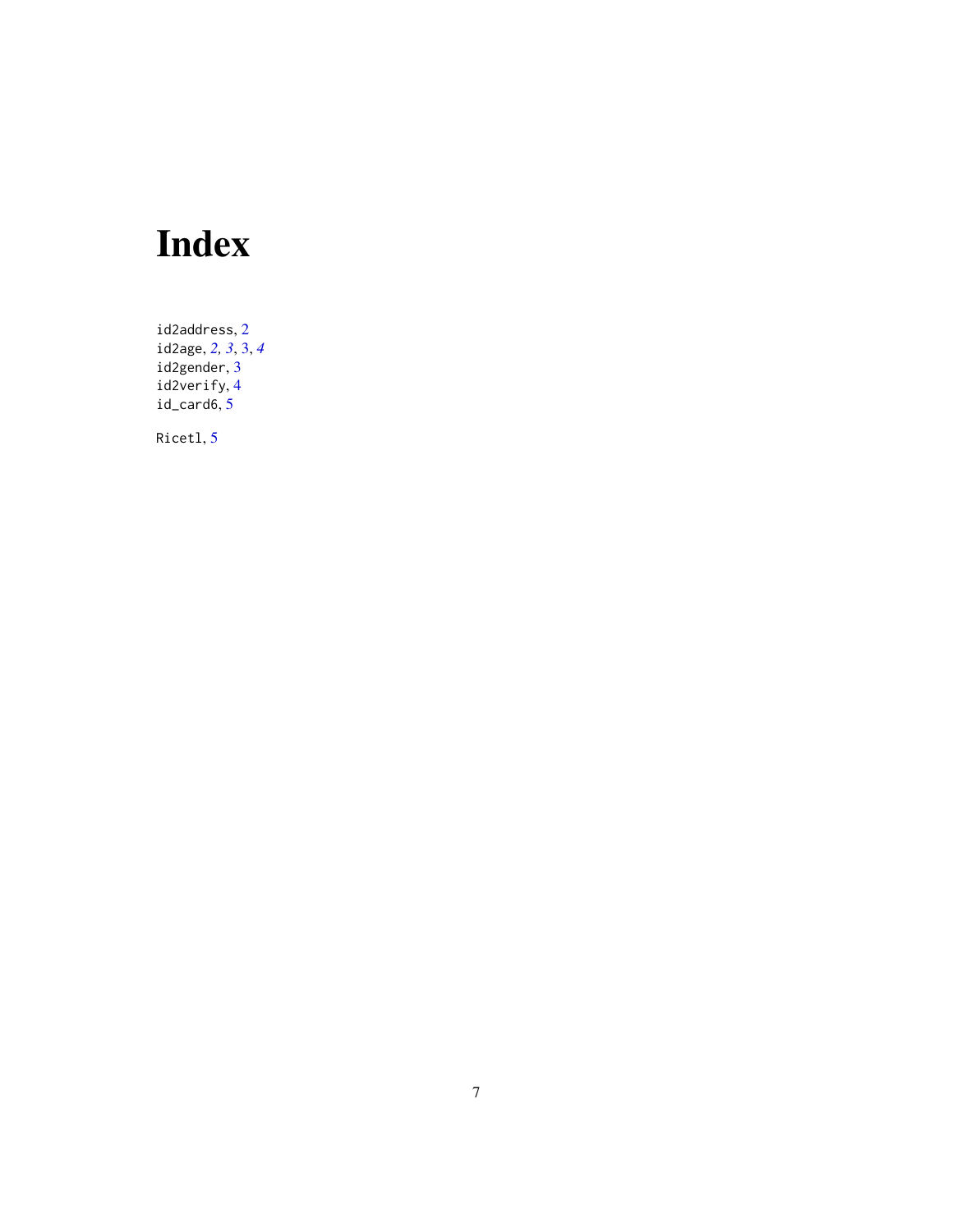# Index

id2address, 2
id2age, *2, 3*, 3, *4*
id2gender, 3
id2verify, 4
id_card6, 5

Ricetl, 5